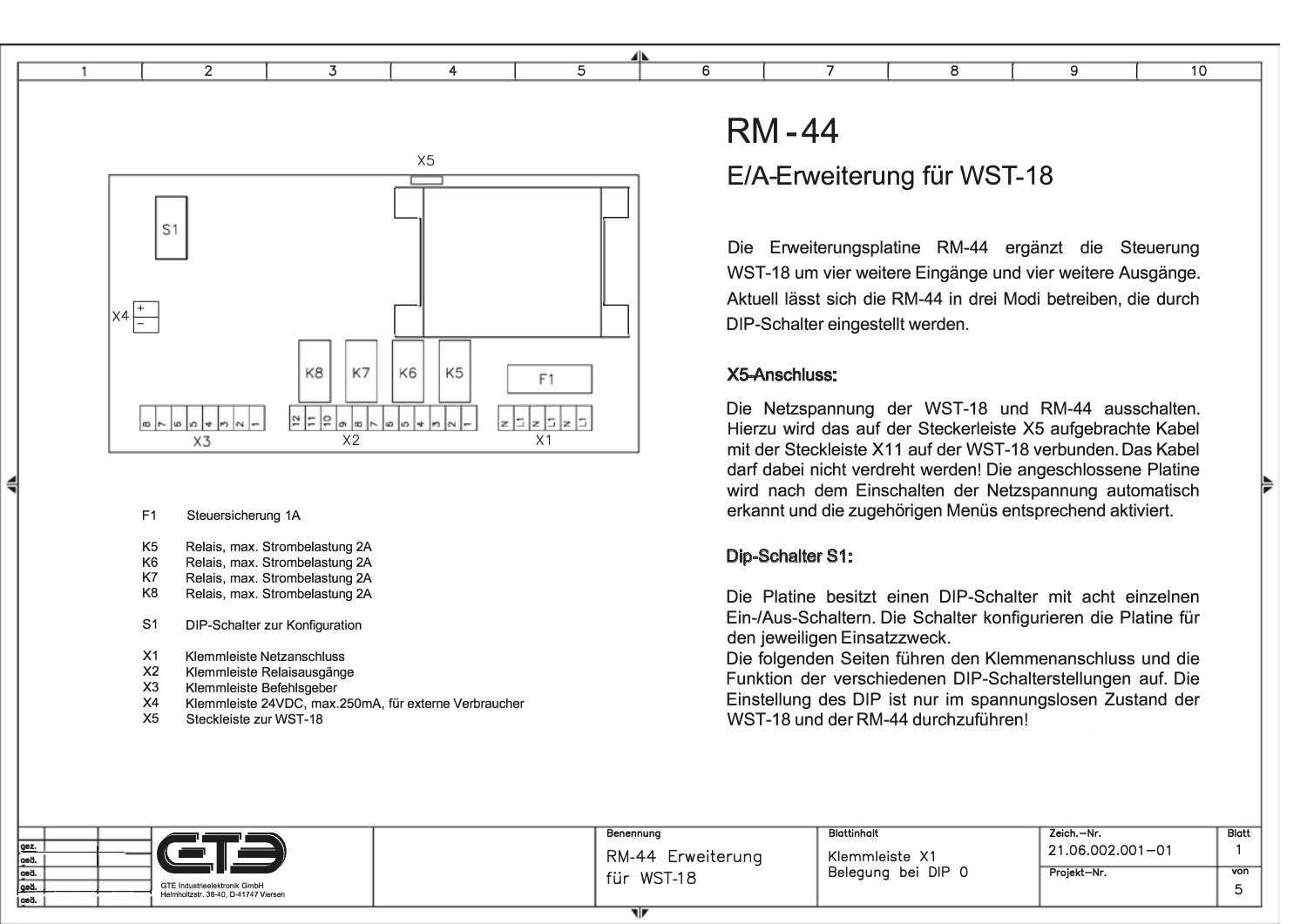# RM-44

## E/A-Erweiterung für WST-18

Die Erweiterungsplatine RM-44 ergänzt die Steuerung WST-18 um vier weitere Eingänge und vier weitere Ausgänge. Aktuell lässt sich die RM-44 in drei Modi betreiben, die durch DIP-Schalter eingestellt werden.

### X5-Anschluss:

Die Netzspannung der WST-18 und RM-44 ausschalten. Hierzu wird das auf der Steckerleiste X5 aufgebrachte Kabel mit der Steckleiste X11 auf der WST-18 verbunden. Das Kabel darf dabei nicht verdreht werden! Die angeschlossene Platine wird nach dem Einschalten der Netzspannung automatisch erkannt und die zugehörigen Menüs entsprechend aktiviert.

### Dip-Schalter S1:

Die Platine besitzt einen DIP-Schalter mit acht einzelnen Ein-/Aus-Schaltern. Die Schalter konfigurieren die Platine für den jeweiligen Einsatzzweck.
Die folgenden Seiten führen den Klemmenanschluss und die Funktion der verschiedenen DIP-Schalterstellungen auf. Die Einstellung des DIP ist nur im spannungslosen Zustand der WST-18 und der RM-44 durchzuführen!

| | |
|---|---|
| F1 | Steuersicherung 1A |
| K5 | Relais, max. Strombelastung 2A |
| K6 | Relais, max. Strombelastung 2A |
| K7 | Relais, max. Strombelastung 2A |
| K8 | Relais, max. Strombelastung 2A |
| S1 | DIP-Schalter zur Konfiguration |
| X1 | Klemmleiste Netzanschluss |
| X2 | Klemmleiste Relaisausgänge |
| X3 | Klemmleiste Befehlsgeber |
| X4 | Klemmleiste 24VDC, max.250mA, für externe Verbraucher |
| X5 | Steckleiste zur WST-18 |

| Benennung | Blattinhalt | Zeich.-Nr. | Blatt |
|---|---|---|---|
| RM-44 Erweiterung für WST-18 | Klemmleiste X1 Belegung bei DIP 0 | 21.06.002.001-01 | 1 von 5 |

GTE Industrieelektronik GmbH
Helmholtzstr. 38-40, D-41747 Viersen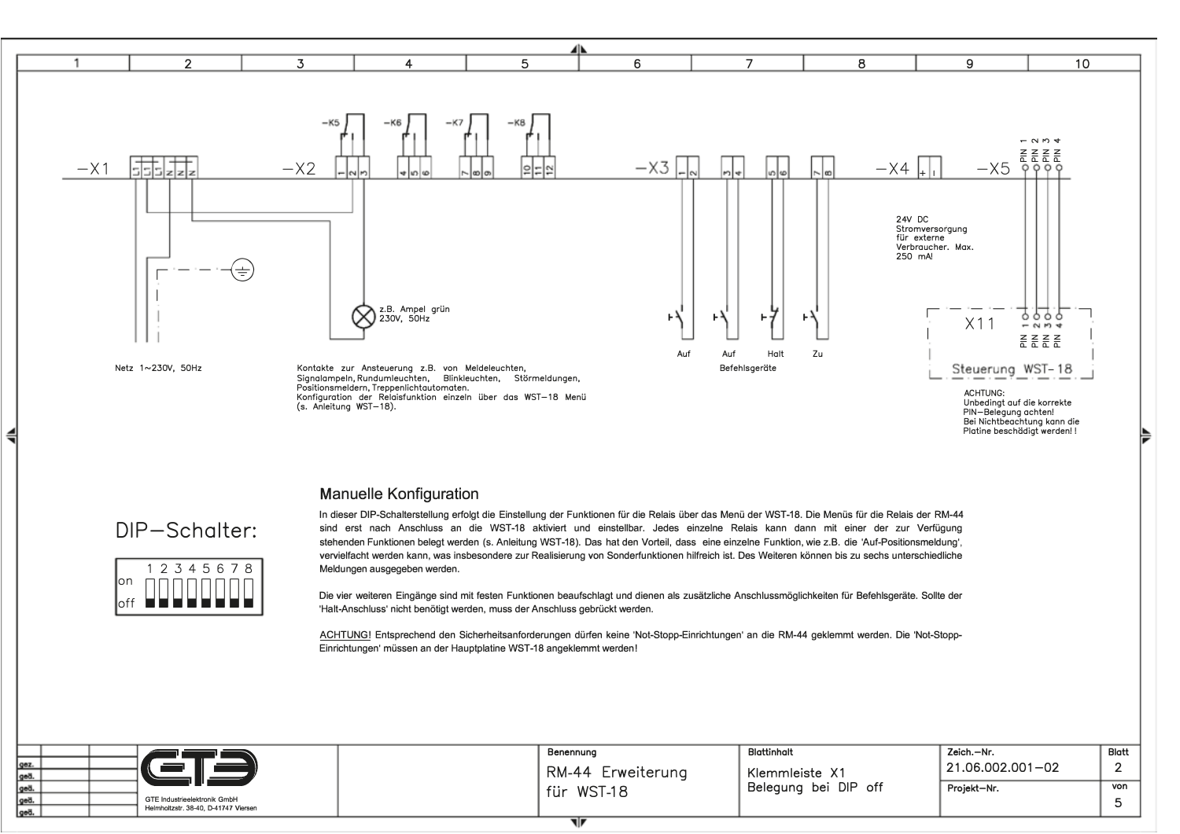-X1 -X2 -X3 -X4 -X5

-K5 -K6 -K7 -K8

L1 L1 L1 N N N

1 2 3 4 5 6 7 8 9 10 11 12

1 2 3 4 5 6 7 8

PIN 1 PIN 2 PIN 3 PIN 4

z.B. Ampel grün
230V, 50Hz

24V DC
Stromversorgung
für externe
Verbraucher. Max.
250 mA!

Auf Auf Halt Zu

Befehlsgeräte

X11

PIN 1 PIN 2 PIN 3 PIN 4

Steuerung WST-18

ACHTUNG:
Unbedingt auf die korrekte
PIN-Belegung achten!
Bei Nichtbeachtung kann die
Platine beschädigt werden! !

Netz 1~230V, 50Hz

Kontakte zur Ansteuerung z.B. von Meldeleuchten, Signalampeln, Rundumleuchten, Blinkleuchten, Störmeldungen, Positionsmeldern, Treppenlichtautomaten.
Konfiguration der Relaisfunktion einzeln über das WST-18 Menü (s. Anleitung WST-18).

DIP-Schalter:

| | 1 | 2 | 3 | 4 | 5 | 6 | 7 | 8 |
|---|---|---|---|---|---|---|---|---|
| on | | | | | | | | |
| off | ■ | ■ | ■ | ■ | ■ | ■ | ■ | ■ |

## Manuelle Konfiguration

In dieser DIP-Schalterstellung erfolgt die Einstellung der Funktionen für die Relais über das Menü der WST-18. Die Menüs für die Relais der RM-44 sind erst nach Anschluss an die WST-18 aktiviert und einstellbar. Jedes einzelne Relais kann dann mit einer der zur Verfügung stehenden Funktionen belegt werden (s. Anleitung WST-18). Das hat den Vorteil, dass eine einzelne Funktion, wie z.B. die 'Auf-Positionsmeldung', vervielfacht werden kann, was insbesondere zur Realisierung von Sonderfunktionen hilfreich ist. Des Weiteren können bis zu sechs unterschiedliche Meldungen ausgegeben werden.

Die vier weiteren Eingänge sind mit festen Funktionen beaufschlagt und dienen als zusätzliche Anschlussmöglichkeiten für Befehlsgeräte. Sollte der 'Halt-Anschluss' nicht benötigt werden, muss der Anschluss gebrückt werden.

ACHTUNG! Entsprechend den Sicherheitsanforderungen dürfen keine 'Not-Stopp-Einrichtungen' an die RM-44 geklemmt werden. Die 'Not-Stopp-Einrichtungen' müssen an der Hauptplatine WST-18 angeklemmt werden!

| Benennung | Blattinhalt | Zeich.-Nr. | Blatt |
|---|---|---|---|
| RM-44 Erweiterung für WST-18 | Klemmleiste X1 Belegung bei DIP off | 21.06.002.001-02 | 2 |
| | | Projekt-Nr. | von 5 |

GTE Industrieelektronik GmbH
Helmholtzstr. 38-40, D-41747 Viersen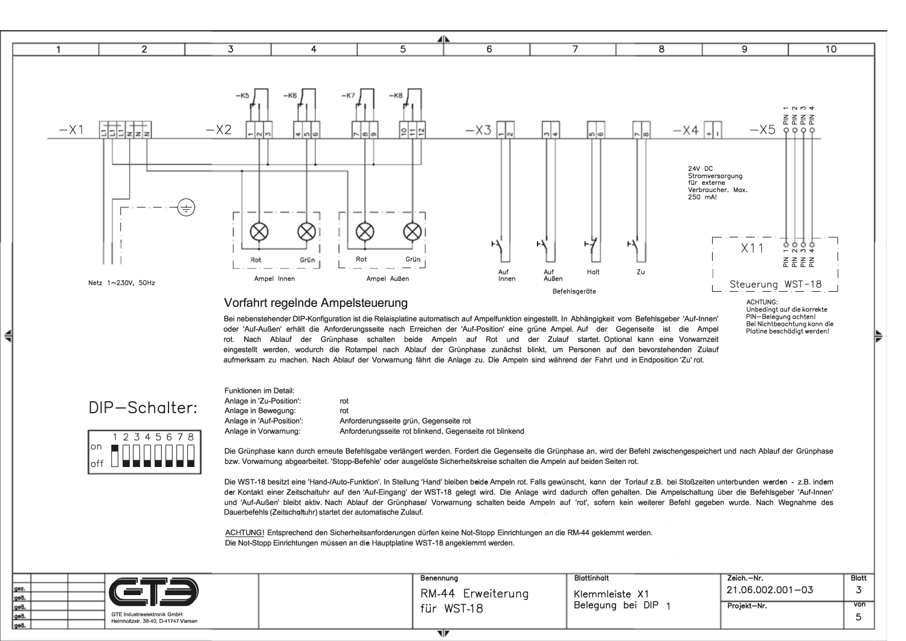-X1 -X2 -X3 -X4 -X5

-K5 -K6 -K7 -K8

Netz 1~230V, 50Hz

Rot Grün
Ampel Innen

Rot Grün
Ampel Außen

Auf Innen | Auf Außen | Halt | Zu

Befehlsgeräte

24V DC Stromversorgung für externe Verbraucher. Max. 250 mA!

X11

Steuerung WST-18

ACHTUNG:
Unbedingt auf die korrekte PIN–Belegung achten!
Bei Nichtbeachtung kann die Platine beschädigt werden!

## Vorfahrt regelnde Ampelsteuerung

Bei nebenstehender DIP-Konfiguration ist die Relaisplatine automatisch auf Ampelfunktion eingestellt. In Abhängigkeit vom Befehlsgeber 'Auf-Innen' oder 'Auf-Außen' erhält die Anforderungsseite nach Erreichen der 'Auf-Position' eine grüne Ampel. Auf der Gegenseite ist die Ampel rot. Nach Ablauf der Grünphase schalten beide Ampeln auf Rot und der Zulauf startet. Optional kann eine Vorwarnzeit eingestellt werden, wodurch die Rotampel nach Ablauf der Grünphase zunächst blinkt, um Personen auf den bevorstehenden Zulauf aufmerksam zu machen. Nach Ablauf der Vorwarnung fährt die Anlage zu. Die Ampeln sind während der Fahrt und in Endposition 'Zu' rot.

Funktionen im Detail:

| | |
|---|---|
| Anlage in 'Zu-Position': | rot |
| Anlage in Bewegung: | rot |
| Anlage in 'Auf-Position': | Anforderungsseite grün, Gegenseite rot |
| Anlage in Vorwarnung: | Anforderungsseite rot blinkend, Gegenseite rot blinkend |

Die Grünphase kann durch erneute Befehlsgabe verlängert werden. Fordert die Gegenseite die Grünphase an, wird der Befehl zwischengespeichert und nach Ablauf der Grünphase bzw. Vorwarnung abgearbeitet. 'Stopp-Befehle' oder ausgelöste Sicherheitskreise schalten die Ampeln auf beiden Seiten rot.

Die WST-18 besitzt eine 'Hand-/Auto-Funktion'. In Stellung 'Hand' bleiben beide Ampeln rot. Falls gewünscht, kann der Torlauf z.B. bei Stoßzeiten unterbunden werden - z.B. indem der Kontakt einer Zeitschaltuhr auf den 'Auf-Eingang' der WST-18 gelegt wird. Die Anlage wird dadurch offen gehalten. Die Ampelschaltung über die Befehlsgeber 'Auf-Innen' und 'Auf-Außen' bleibt aktiv. Nach Ablauf der Grünphase/ Vorwarnung schalten beide Ampeln auf 'rot', sofern kein weiterer Befehl gegeben wurde. Nach Wegnahme des Dauerbefehls (Zeitschaltuhr) startet der automatische Zulauf.

ACHTUNG! Entsprechend den Sicherheitsanforderungen dürfen keine Not-Stopp Einrichtungen an die RM-44 geklemmt werden.
Die Not-Stopp Einrichtungen müssen an die Hauptplatine WST-18 angeklemmt werden.

## DIP–Schalter:

| 1 | 2 | 3 | 4 | 5 | 6 | 7 | 8 |
|---|---|---|---|---|---|---|---|
| on | off | off | off | off | off | off | off |

GTE Industrieelektronik GmbH
Helmholtzstr. 38-40, D-41747 Viersen

| Benennung | Blattinhalt | Zeich.–Nr. | Blatt |
|---|---|---|---|
| RM-44 Erweiterung für WST-18 | Klemmleiste X1 Belegung bei DIP 1 | 21.06.002.001–03 | 3 von 5 |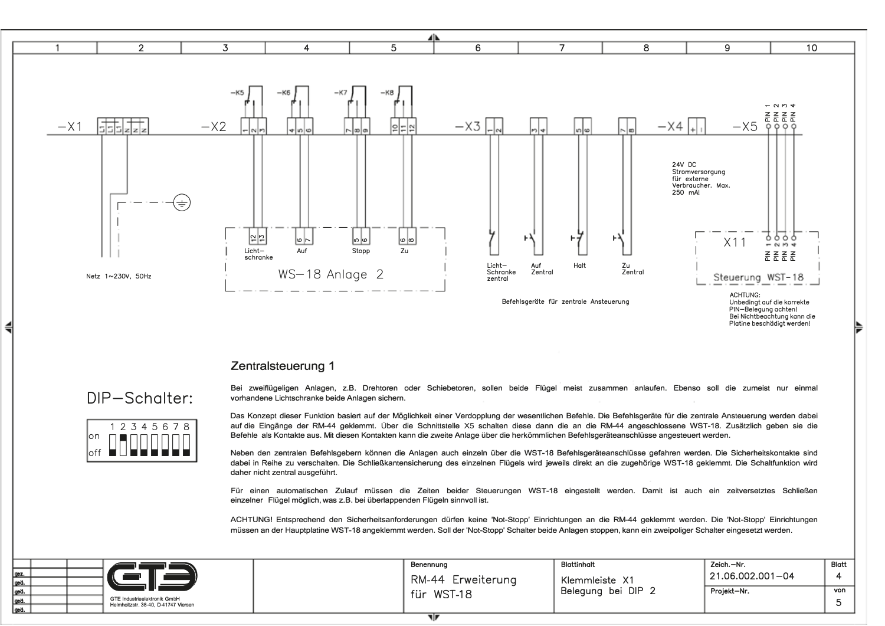-X1 L1 L1 L1 N N N

-X2 1 2 3 4 5 6 7 8 9 10 11 12

-K5 -K6 -K7 -K8

-X3 1 2 3 4 5 6 7 8

-X4 + -

-X5 PIN 1 PIN 2 PIN 3 PIN 4

Netz 1~230V, 50Hz

12 13 Licht-schranke | 6 7 Auf | 5 6 Stopp | 6 8 Zu

WS-18 Anlage 2

Licht-Schranke zentral | Auf Zentral | Halt | Zu Zentral

Befehlsgeräte für zentrale Ansteuerung

24V DC Stromversorgung für externe Verbraucher. Max. 250 mA!

X11 PIN 1 PIN 2 PIN 3 PIN 4

Steuerung WST-18

ACHTUNG:
Unbedingt auf die korrekte PIN-Belegung achten!
Bei Nichtbeachtung kann die Platine beschädigt werden!

DIP-Schalter:

| 1 | 2 | 3 | 4 | 5 | 6 | 7 | 8 |
|---|---|---|---|---|---|---|---|
| off | on | off | off | off | off | off | off |

## Zentralsteuerung 1

Bei zweiflügeligen Anlagen, z.B. Drehtoren oder Schiebetoren, sollen beide Flügel meist zusammen anlaufen. Ebenso soll die zumeist nur einmal vorhandene Lichtschranke beide Anlagen sichern.

Das Konzept dieser Funktion basiert auf der Möglichkeit einer Verdopplung der wesentlichen Befehle. Die Befehlsgeräte für die zentrale Ansteuerung werden dabei auf die Eingänge der RM-44 geklemmt. Über die Schnittstelle X5 schalten diese dann die an die RM-44 angeschlossene WST-18. Zusätzlich geben sie die Befehle als Kontakte aus. Mit diesen Kontakten kann die zweite Anlage über die herkömmlichen Befehlsgeräteanschlüsse angesteuert werden.

Neben den zentralen Befehlsgebern können die Anlagen auch einzeln über die WST-18 Befehlsgeräteanschlüsse gefahren werden. Die Sicherheitskontakte sind dabei in Reihe zu verschalten. Die Schließkantensicherung des einzelnen Flügels wird jeweils direkt an die zugehörige WST-18 geklemmt. Die Schaltfunktion wird daher nicht zentral ausgeführt.

Für einen automatischen Zulauf müssen die Zeiten beider Steuerungen WST-18 eingestellt werden. Damit ist auch ein zeitversetztes Schließen einzelner Flügel möglich, was z.B. bei überlappenden Flügeln sinnvoll ist.

ACHTUNG! Entsprechend den Sicherheitsanforderungen dürfen keine 'Not-Stopp' Einrichtungen an die RM-44 geklemmt werden. Die 'Not-Stopp' Einrichtungen müssen an der Hauptplatine WST-18 angeklemmt werden. Soll der 'Not-Stopp' Schalter beide Anlagen stoppen, kann ein zweipoliger Schalter eingesetzt werden.

| gez. | | |
|---|---|---|
| geä. | | |
| geä. | | |
| geä. | | |
| geä. | | |

GTE Industrieelektronik GmbH
Helmholtzstr. 38-40, D-41747 Viersen

| Benennung | Blattinhalt | Zeich.-Nr. | Blatt |
|---|---|---|---|
| RM-44 Erweiterung für WST-18 | Klemmleiste X1 Belegung bei DIP 2 | 21.06.002.001-04 | 4 |
| | | Projekt-Nr. | von 5 |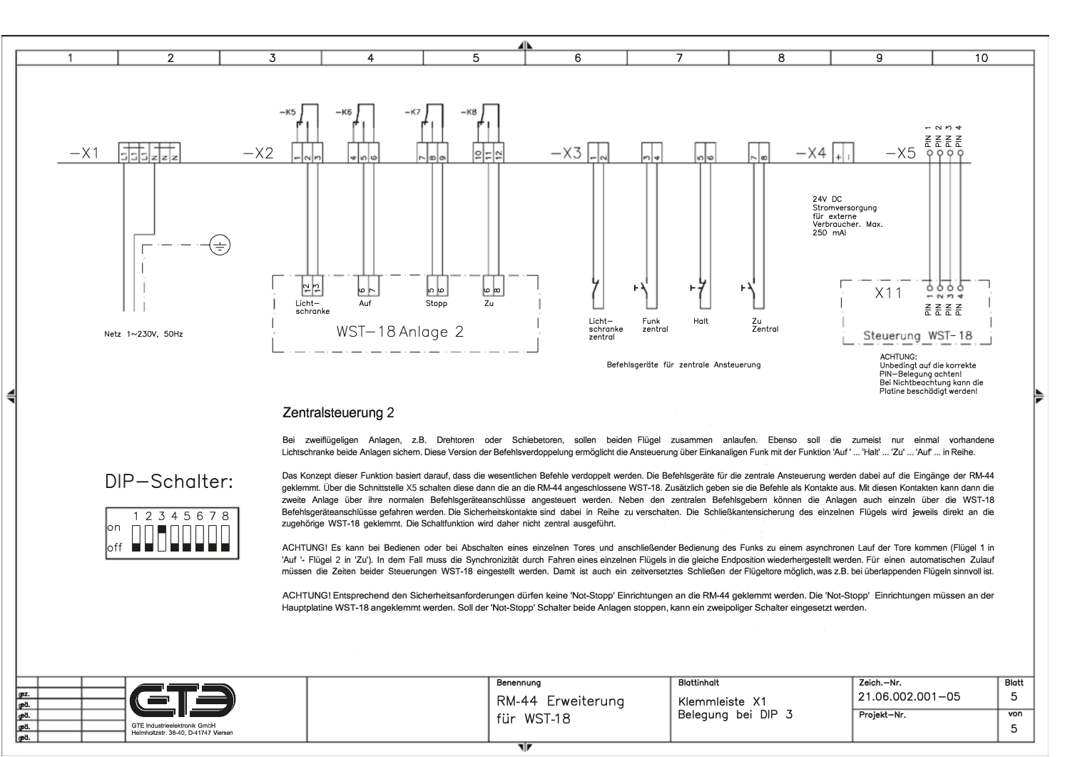-X1 L1 L1 L1 N N N

-X2 1 2 3 4 5 6 7 8 9 10 11 12

-K5 -K6 -K7 -K8

-X3 1 2 3 4 5 6 7 8

-X4 + -

-X5 PIN 1 PIN 2 PIN 3 PIN 4

Netz 1~230V, 50Hz

12 13 Licht-schranke

6 7 Auf

5 6 Stopp

6 8 Zu

WST-18 Anlage 2

Licht-schranke zentral

Funk zentral

Halt

Zu Zentral

Befehlsgeräte für zentrale Ansteuerung

24V DC Stromversorgung für externe Verbraucher. Max. 250 mA!

X11 PIN 1 PIN 2 PIN 3 PIN 4

Steuerung WST-18

ACHTUNG: Unbedingt auf die korrekte PIN-Belegung achten! Bei Nichtbeachtung kann die Platine beschädigt werden!

## Zentralsteuerung 2

Bei zweiflügeligen Anlagen, z.B. Drehtoren oder Schiebetoren, sollen beiden Flügel zusammen anlaufen. Ebenso soll die zumeist nur einmal vorhandene Lichtschranke beide Anlagen sichern. Diese Version der Befehlsverdoppelung ermöglicht die Ansteuerung über Einkanaligen Funk mit der Funktion 'Auf ' ... 'Halt' ... 'Zu' ... 'Auf' ... in Reihe.

Das Konzept dieser Funktion basiert darauf, dass die wesentlichen Befehle verdoppelt werden. Die Befehlsgeräte für die zentrale Ansteuerung werden dabei auf die Eingänge der RM-44 geklemmt. Über die Schnittstelle X5 schalten diese dann die an die RM-44 angeschlossene WST-18. Zusätzlich geben sie die Befehle als Kontakte aus. Mit diesen Kontakten kann dann die zweite Anlage über ihre normalen Befehlsgeräteanschlüsse angesteuert werden. Neben den zentralen Befehlsgebern können die Anlagen auch einzeln über die WST-18 Befehlsgeräteanschlüsse gefahren werden. Die Sicherheitskontakte sind dabei in Reihe zu verschalten. Die Schließkantensicherung des einzelnen Flügels wird jeweils direkt an die zugehörige WST-18 geklemmt. Die Schaltfunktion wird daher nicht zentral ausgeführt.

ACHTUNG! Es kann bei Bedienen oder bei Abschalten eines einzelnen Tores und anschließender Bedienung des Funks zu einem asynchronen Lauf der Tore kommen (Flügel 1 in 'Auf '- Flügel 2 in 'Zu'). In dem Fall muss die Synchronizität durch Fahren eines einzelnen Flügels in die gleiche Endposition wiederhergestellt werden. Für einen automatischen Zulauf müssen die Zeiten beider Steuerungen WST-18 eingestellt werden. Damit ist auch ein zeitversetztes Schließen der Flügeltore möglich, was z.B. bei überlappenden Flügeln sinnvoll ist.

ACHTUNG! Entsprechend den Sicherheitsanforderungen dürfen keine 'Not-Stopp' Einrichtungen an die RM-44 geklemmt werden. Die 'Not-Stopp' Einrichtungen müssen an der Hauptplatine WST-18 angeklemmt werden. Soll der 'Not-Stopp' Schalter beide Anlagen stoppen, kann ein zweipoliger Schalter eingesetzt werden.

## DIP-Schalter:

| | 1 | 2 | 3 | 4 | 5 | 6 | 7 | 8 |
|---|---|---|---|---|---|---|---|---|
| on | | | on | | | | | |
| off | off | off | | off | off | off | off | off |

GTE Industrieelektronik GmbH
Helmholtzstr. 38-40, D-41747 Viersen

| Benennung | Blattinhalt | Zeich.-Nr. | Blatt |
|---|---|---|---|
| RM-44 Erweiterung für WST-18 | Klemmleiste X1 Belegung bei DIP 3 | 21.06.002.001-05 | 5 von 5 |